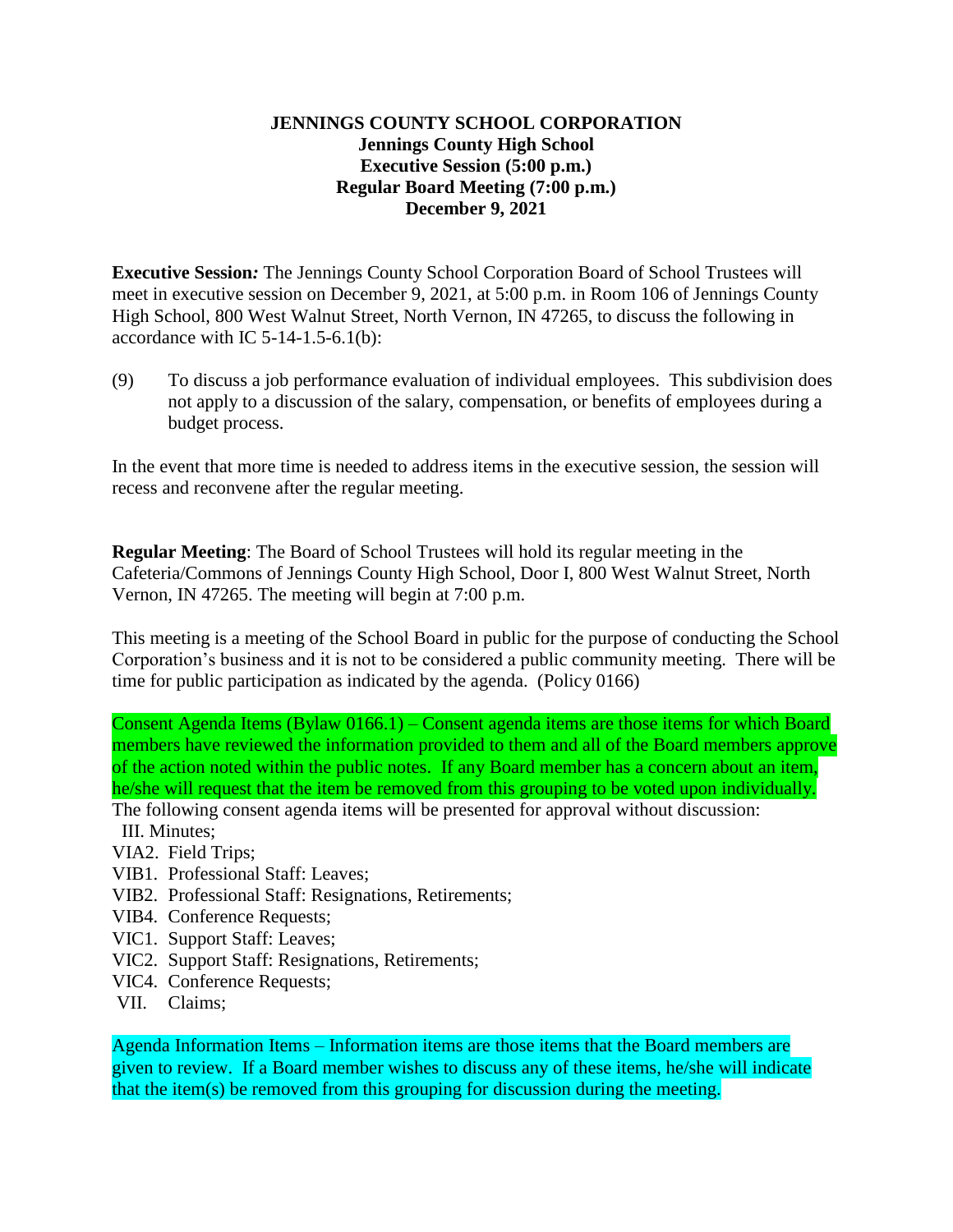**JENNINGS COUNTY SCHOOL CORPORATION**
**Jennings County High School**
**Executive Session (5:00 p.m.)**
**Regular Board Meeting (7:00 p.m.)**
**December 9, 2021**

**Executive Session***:* The Jennings County School Corporation Board of School Trustees will meet in executive session on December 9, 2021, at 5:00 p.m. in Room 106 of Jennings County High School, 800 West Walnut Street, North Vernon, IN 47265, to discuss the following in accordance with IC 5-14-1.5-6.1(b):

(9) To discuss a job performance evaluation of individual employees. This subdivision does not apply to a discussion of the salary, compensation, or benefits of employees during a budget process.

In the event that more time is needed to address items in the executive session, the session will recess and reconvene after the regular meeting.

**Regular Meeting**: The Board of School Trustees will hold its regular meeting in the Cafeteria/Commons of Jennings County High School, Door I, 800 West Walnut Street, North Vernon, IN 47265. The meeting will begin at 7:00 p.m.

This meeting is a meeting of the School Board in public for the purpose of conducting the School Corporation's business and it is not to be considered a public community meeting. There will be time for public participation as indicated by the agenda. (Policy 0166)

Consent Agenda Items (Bylaw 0166.1) – Consent agenda items are those items for which Board members have reviewed the information provided to them and all of the Board members approve of the action noted within the public notes. If any Board member has a concern about an item, he/she will request that the item be removed from this grouping to be voted upon individually. The following consent agenda items will be presented for approval without discussion:

- III. Minutes;
- VIA2. Field Trips;
- VIB1. Professional Staff: Leaves;
- VIB2. Professional Staff: Resignations, Retirements;
- VIB4. Conference Requests;
- VIC1. Support Staff: Leaves;
- VIC2. Support Staff: Resignations, Retirements;
- VIC4. Conference Requests;
- VII. Claims;

Agenda Information Items – Information items are those items that the Board members are given to review. If a Board member wishes to discuss any of these items, he/she will indicate that the item(s) be removed from this grouping for discussion during the meeting.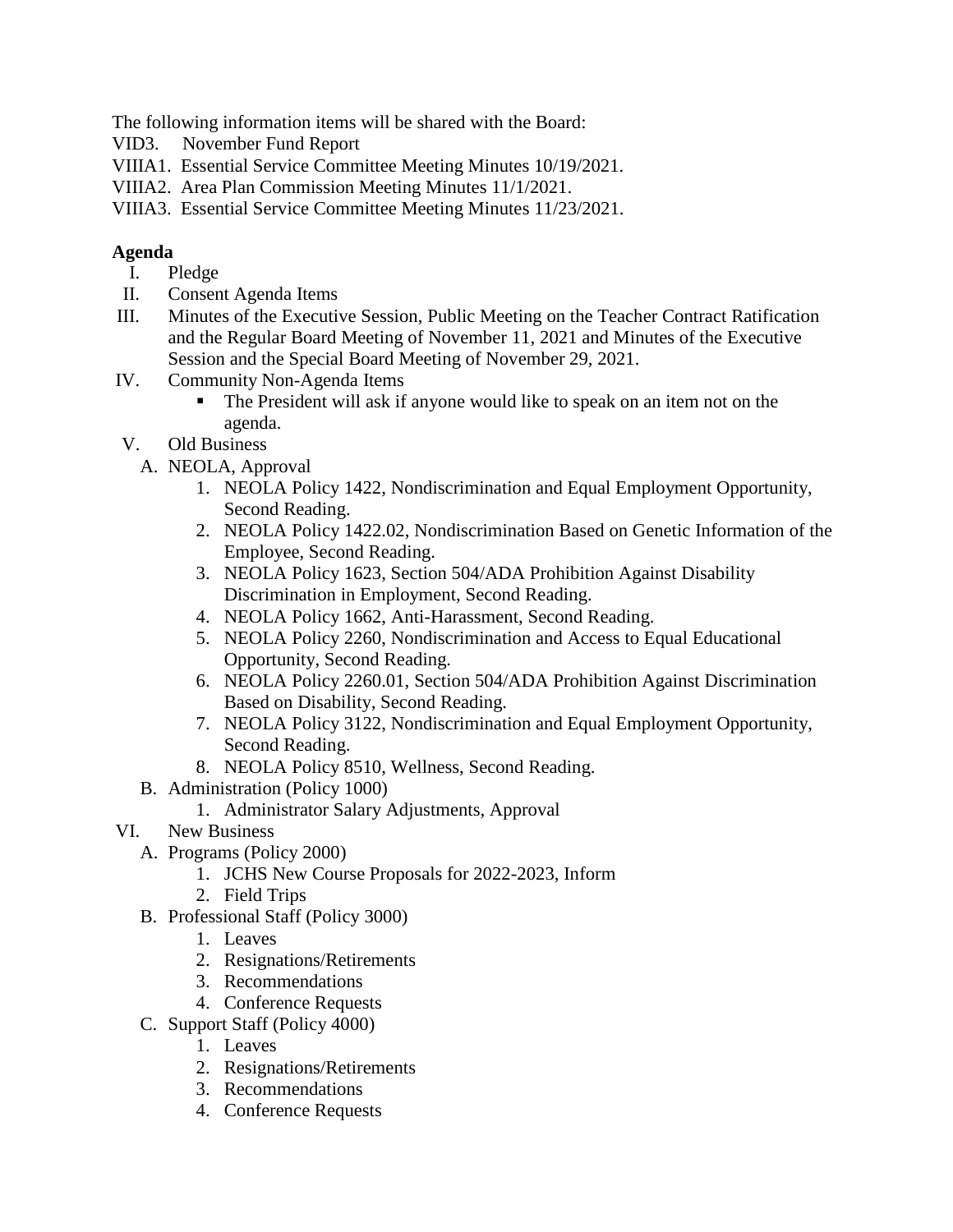The following information items will be shared with the Board:

VID3. November Fund Report

VIIIA1. Essential Service Committee Meeting Minutes 10/19/2021.

VIIIA2. Area Plan Commission Meeting Minutes 11/1/2021.

VIIIA3. Essential Service Committee Meeting Minutes 11/23/2021.

**Agenda**

I. Pledge

II. Consent Agenda Items

III. Minutes of the Executive Session, Public Meeting on the Teacher Contract Ratification and the Regular Board Meeting of November 11, 2021 and Minutes of the Executive Session and the Special Board Meeting of November 29, 2021.

IV. Community Non-Agenda Items
   - The President will ask if anyone would like to speak on an item not on the agenda.

V. Old Business
   A. NEOLA, Approval
      1. NEOLA Policy 1422, Nondiscrimination and Equal Employment Opportunity, Second Reading.
      2. NEOLA Policy 1422.02, Nondiscrimination Based on Genetic Information of the Employee, Second Reading.
      3. NEOLA Policy 1623, Section 504/ADA Prohibition Against Disability Discrimination in Employment, Second Reading.
      4. NEOLA Policy 1662, Anti-Harassment, Second Reading.
      5. NEOLA Policy 2260, Nondiscrimination and Access to Equal Educational Opportunity, Second Reading.
      6. NEOLA Policy 2260.01, Section 504/ADA Prohibition Against Discrimination Based on Disability, Second Reading.
      7. NEOLA Policy 3122, Nondiscrimination and Equal Employment Opportunity, Second Reading.
      8. NEOLA Policy 8510, Wellness, Second Reading.
   B. Administration (Policy 1000)
      1. Administrator Salary Adjustments, Approval

VI. New Business
   A. Programs (Policy 2000)
      1. JCHS New Course Proposals for 2022-2023, Inform
      2. Field Trips
   B. Professional Staff (Policy 3000)
      1. Leaves
      2. Resignations/Retirements
      3. Recommendations
      4. Conference Requests
   C. Support Staff (Policy 4000)
      1. Leaves
      2. Resignations/Retirements
      3. Recommendations
      4. Conference Requests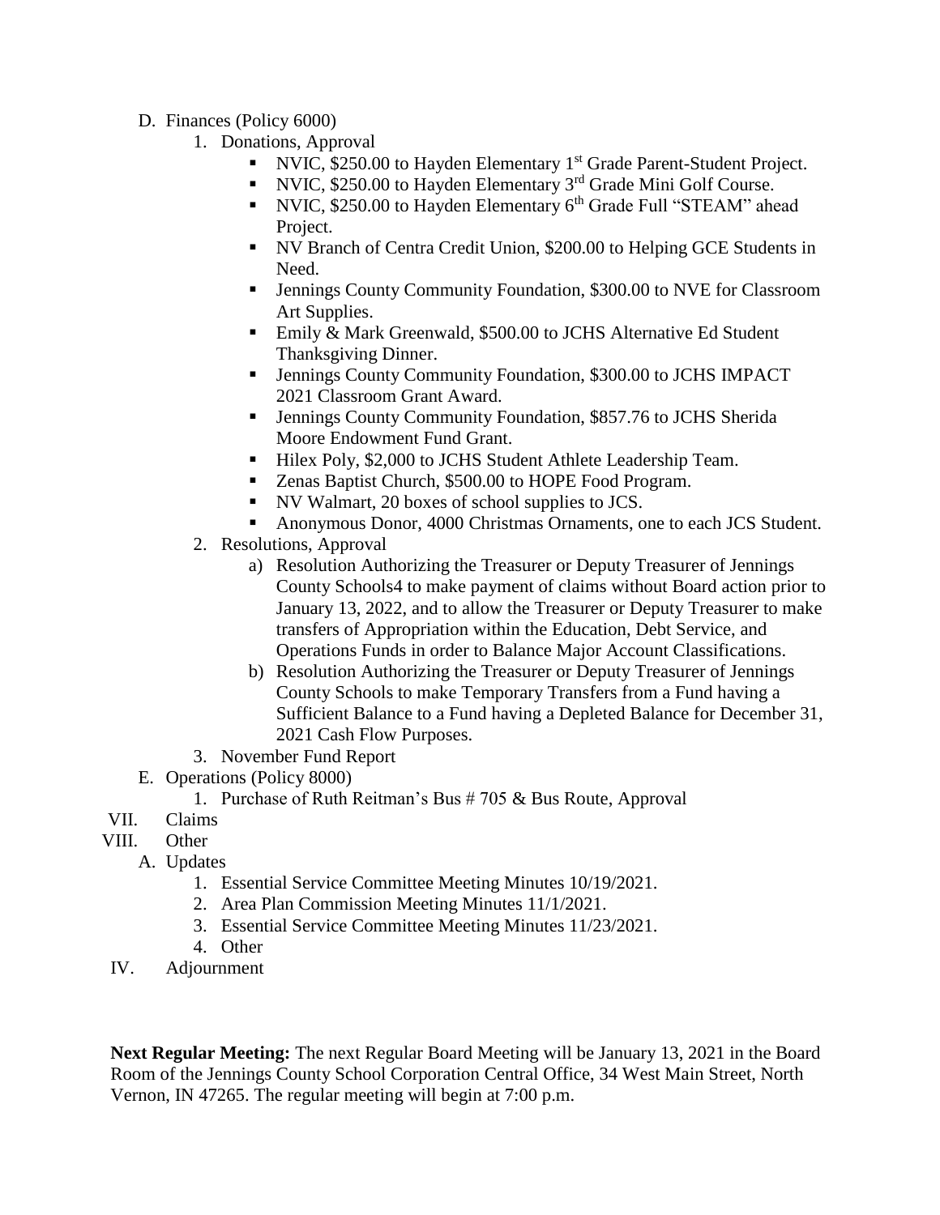D. Finances (Policy 6000)

1. Donations, Approval
   - NVIC, \$250.00 to Hayden Elementary 1st Grade Parent-Student Project.
   - NVIC, \$250.00 to Hayden Elementary 3rd Grade Mini Golf Course.
   - NVIC, \$250.00 to Hayden Elementary 6th Grade Full "STEAM" ahead Project.
   - NV Branch of Centra Credit Union, \$200.00 to Helping GCE Students in Need.
   - Jennings County Community Foundation, \$300.00 to NVE for Classroom Art Supplies.
   - Emily & Mark Greenwald, \$500.00 to JCHS Alternative Ed Student Thanksgiving Dinner.
   - Jennings County Community Foundation, \$300.00 to JCHS IMPACT 2021 Classroom Grant Award.
   - Jennings County Community Foundation, \$857.76 to JCHS Sherida Moore Endowment Fund Grant.
   - Hilex Poly, \$2,000 to JCHS Student Athlete Leadership Team.
   - Zenas Baptist Church, \$500.00 to HOPE Food Program.
   - NV Walmart, 20 boxes of school supplies to JCS.
   - Anonymous Donor, 4000 Christmas Ornaments, one to each JCS Student.
2. Resolutions, Approval
   a) Resolution Authorizing the Treasurer or Deputy Treasurer of Jennings County Schools4 to make payment of claims without Board action prior to January 13, 2022, and to allow the Treasurer or Deputy Treasurer to make transfers of Appropriation within the Education, Debt Service, and Operations Funds in order to Balance Major Account Classifications.
   b) Resolution Authorizing the Treasurer or Deputy Treasurer of Jennings County Schools to make Temporary Transfers from a Fund having a Sufficient Balance to a Fund having a Depleted Balance for December 31, 2021 Cash Flow Purposes.
3. November Fund Report

E. Operations (Policy 8000)

1. Purchase of Ruth Reitman's Bus # 705 & Bus Route, Approval

VII. Claims

VIII. Other

A. Updates

1. Essential Service Committee Meeting Minutes 10/19/2021.
2. Area Plan Commission Meeting Minutes 11/1/2021.
3. Essential Service Committee Meeting Minutes 11/23/2021.
4. Other

IV. Adjournment

**Next Regular Meeting:** The next Regular Board Meeting will be January 13, 2021 in the Board Room of the Jennings County School Corporation Central Office, 34 West Main Street, North Vernon, IN 47265. The regular meeting will begin at 7:00 p.m.